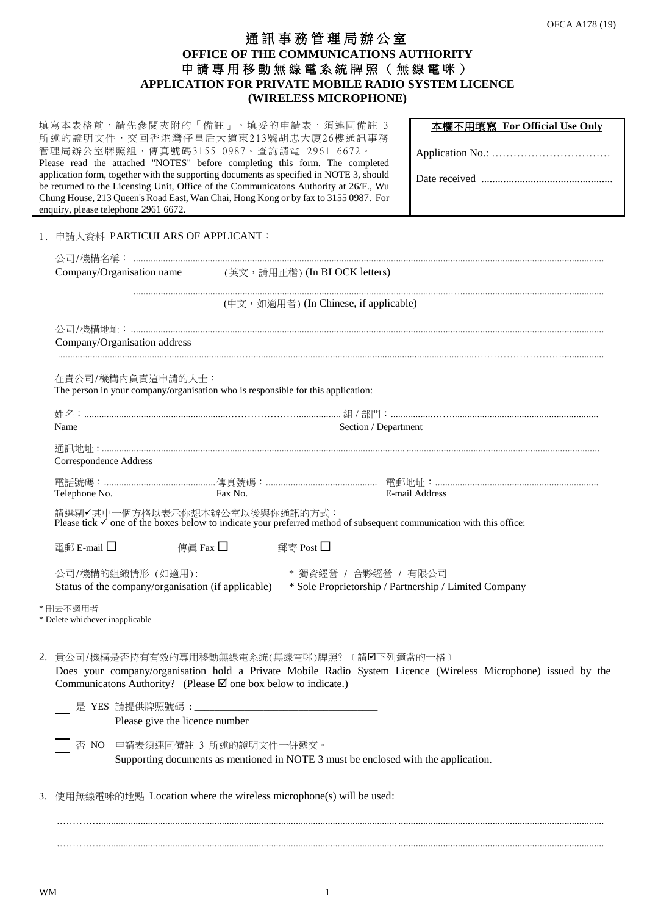OFCA A178 (19)

# 通訊事務管理局辦公室
# OFFICE OF THE COMMUNICATIONS AUTHORITY
## 申請專用移動無線電系統牌照（無線電咪）
## APPLICATION FOR PRIVATE MOBILE RADIO SYSTEM LICENCE (WIRELESS MICROPHONE)

填寫本表格前，請先參閱夾附的「備註」。填妥的申請表，須連同備註 3 所述的證明文件，交回香港灣仔皇后大道東213號胡忠大廈26樓通訊事務管理局辦公室牌照組，傳真號碼3155 0987。查詢請電 2961 6672。
Please read the attached "NOTES" before completing this form. The completed application form, together with the supporting documents as specified in NOTE 3, should be returned to the Licensing Unit, Office of the Communicatons Authority at 26/F., Wu Chung House, 213 Queen's Road East, Wan Chai, Hong Kong or by fax to 3155 0987. For enquiry, please telephone 2961 6672.

| 本欄不用填寫 For Official Use Only |
|---|
| Application No.: …………………………… |
| Date received ............................................... |

1. 申請人資料 PARTICULARS OF APPLICANT：

公司/機構名稱：..........................................................................................................
Company/Organisation name　(英文，請用正楷) (In BLOCK letters)

..........................................................................................................
(中文，如適用者) (In Chinese, if applicable)

公司/機構地址：..........................................................................................................
Company/Organisation address
..........................................................................................................

在貴公司/機構內負責這申請的人士：
The person in your company/organisation who is responsible for this application:

姓名：.......................................... 組 / 部門：..........................................
Name　　　　Section / Department

通訊地址：..........................................................................................................
Correspondence Address

電話號碼：.................... 傳真號碼：.................... 電郵地址：....................
Telephone No.　　Fax No.　　E-mail Address

請選剔✓其中一個方格以表示你想本辦公室以後與你通訊的方式：
Please tick ✓ one of the boxes below to indicate your preferred method of subsequent communication with this office:

電郵 E-mail ☐　　傳真 Fax ☐　　郵寄 Post ☐

公司/機構的組織情形（如適用）:　　* 獨資經營 / 合夥經營 / 有限公司
Status of the company/organisation (if applicable)　　* Sole Proprietorship / Partnership / Limited Company

\* 刪去不適用者
\* Delete whichever inapplicable

2. 貴公司/機構是否持有有效的專用移動無線電系統(無線電咪)牌照? 〔請☑下列適當的一格〕
Does your company/organisation hold a Private Mobile Radio System Licence (Wireless Microphone) issued by the Communicatons Authority? (Please ☑ one box below to indicate.)

☐ 是 YES 請提供牌照號碼：___________________________________
Please give the licence number

☐ 否 NO 申請表須連同備註 3 所述的證明文件一併遞交。
Supporting documents as mentioned in NOTE 3 must be enclosed with the application.

3. 使用無線電咪的地點 Location where the wireless microphone(s) will be used:

..........................................................................................................

..........................................................................................................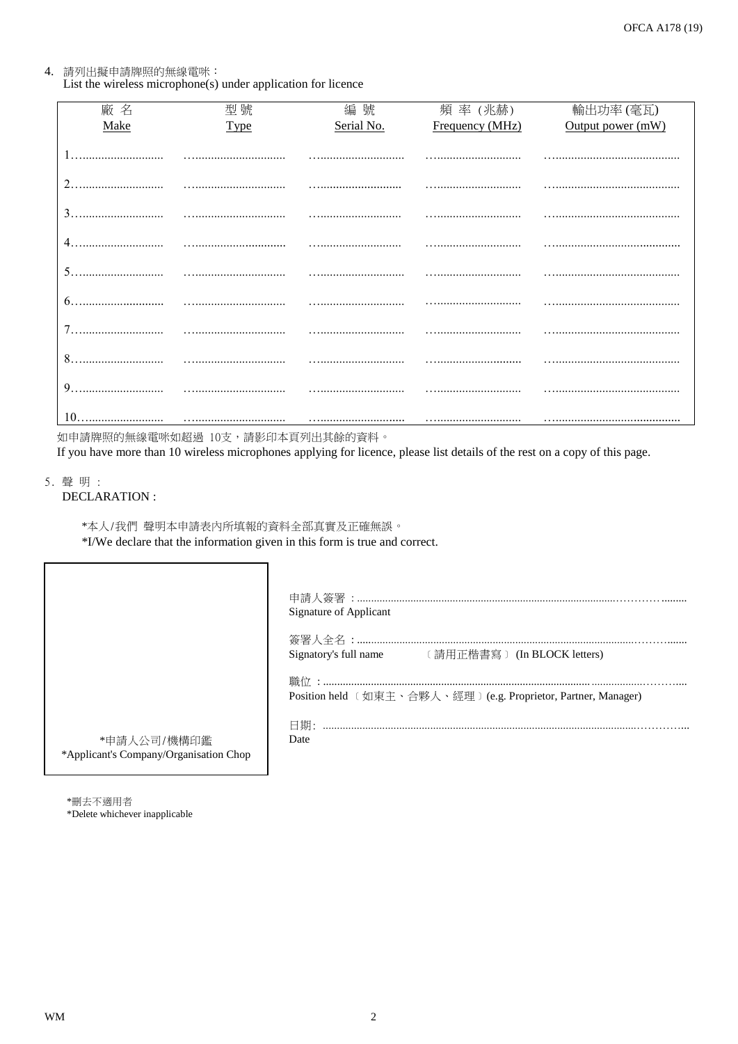4. 請列出擬申請牌照的無線電咪：
   List the wireless microphone(s) under application for licence

| 廠 名<br>Make | 型 號<br>Type | 編 號<br>Serial No. | 頻 率 (兆赫)<br>Frequency (MHz) | 輸出功率 (毫瓦)<br>Output power (mW) |
|---|---|---|---|---|
| 1…………………… | …………………… | …………………… | …………………… | …………………… |
| 2…………………… | …………………… | …………………… | …………………… | …………………… |
| 3…………………… | …………………… | …………………… | …………………… | …………………… |
| 4…………………… | …………………… | …………………… | …………………… | …………………… |
| 5…………………… | …………………… | …………………… | …………………… | …………………… |
| 6…………………… | …………………… | …………………… | …………………… | …………………… |
| 7…………………… | …………………… | …………………… | …………………… | …………………… |
| 8…………………… | …………………… | …………………… | …………………… | …………………… |
| 9…………………… | …………………… | …………………… | …………………… | …………………… |
| 10…………………… | …………………… | …………………… | …………………… | …………………… |

如申請牌照的無線電咪如超過 10支，請影印本頁列出其餘的資料。
If you have more than 10 wireless microphones applying for licence, please list details of the rest on a copy of this page.

5. 聲 明 :
   DECLARATION :

*本人/我們 聲明本申請表內所填報的資料全部真實及正確無誤。
*I/We declare that the information given in this form is true and correct.

申請人簽署 :……………………………………………………………
Signature of Applicant

簽署人全名 :……………………………………………………………
Signatory's full name 〔請用正楷書寫〕 (In BLOCK letters)

職位 :……………………………………………………………
Position held 〔如東主、合夥人、經理〕(e.g. Proprietor, Partner, Manager)

日期: ……………………………………………………………
Date

*申請人公司/機構印鑑
*Applicant's Company/Organisation Chop

*刪去不適用者
*Delete whichever inapplicable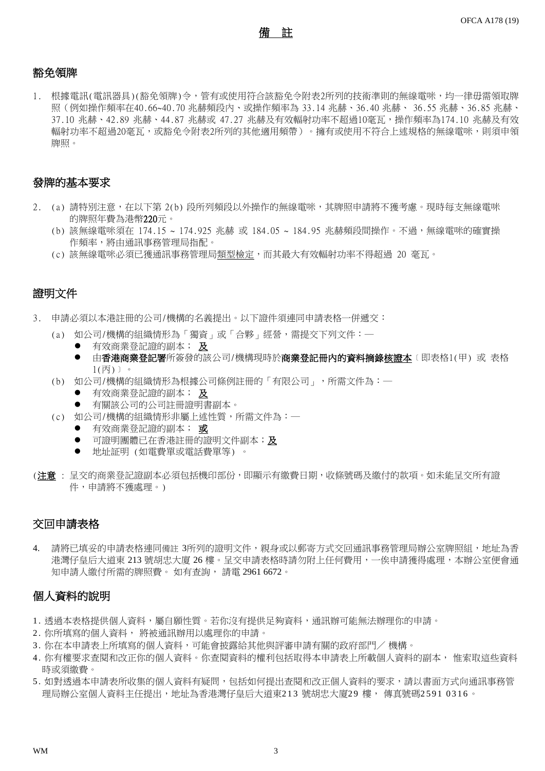# 備　註

## 豁免領牌

1. 根據電訊(電訊器具)(豁免領牌)令，管有或使用符合該豁免令附表2所列的技術準則的無線電咪，均一律毋需領取牌照（例如操作頻率在40.66~40.70 兆赫頻段內、或操作頻率為 33.14 兆赫、36.40 兆赫、 36.55 兆赫、36.85 兆赫、37.10 兆赫、42.89 兆赫、44.87 兆赫或 47.27 兆赫及有效輻射功率不超過10毫瓦，操作頻率為174.10 兆赫及有效輻射功率不超過20毫瓦，或豁免令附表2所列的其他適用頻帶）。擁有或使用不符合上述規格的無線電咪，則須申領牌照。

## 發牌的基本要求

2. (a) 請特別注意，在以下第 2(b) 段所列頻段以外操作的無線電咪，其牌照申請將不獲考慮。現時每支無線電咪的牌照年費為港幣**220**元。
   (b) 該無線電咪須在 174.15 ~ 174.925 兆赫 或 184.05 ~ 184.95 兆赫頻段間操作。不過，無線電咪的確實操作頻率，將由通訊事務管理局指配。
   (c) 該無線電咪必須已獲通訊事務管理局<u>類型檢定</u>，而其最大有效輻射功率不得超過 20 毫瓦。

## 證明文件

3. 申請必須以本港註冊的公司/機構的名義提出。以下證件須連同申請表格一併遞交：
   (a) 如公司/機構的組織情形為「獨資」或「合夥」經營，需提交下列文件：—
   - 有效商業登記證的副本； **<u>及</u>**
   - 由**香港商業登記署**所簽發的該公司/機構現時於**商業登記冊內的資料摘錄<u>核證本</u>**〔即表格1(甲) 或 表格 1(丙)〕。

   (b) 如公司/機構的組織情形為根據公司條例註冊的「有限公司」，所需文件為：—
   - 有效商業登記證的副本； **<u>及</u>**
   - 有關該公司的公司註冊證明書副本。

   (c) 如公司/機構的組織情形非屬上述性質，所需文件為：—
   - 有效商業登記證的副本； **<u>或</u>**
   - 可證明團體已在香港註冊的證明文件副本；**<u>及</u>**
   - 地址証明 (如電費單或電話費單等) 。

(**<u>注意</u>** : 呈交的商業登記證副本必須包括機印部份，即顯示有繳費日期，收條號碼及繳付的款項。如未能呈交所有證件，申請將不獲處理。)

## 交回申請表格

4. 請將已填妥的申請表格連同備註 3所列的證明文件，親身或以郵寄方式交回通訊事務管理局辦公室牌照組，地址為香港灣仔皇后大道東 213 號胡忠大廈 26 樓。呈交申請表格時請勿附上任何費用，一俟申請獲得處理，本辦公室便會通知申請人繳付所需的牌照費。 如有查詢， 請電 2961 6672。

## 個人資料的說明

1. 透過本表格提供個人資料，屬自願性質。若你沒有提供足夠資料，通訊辦可能無法辦理你的申請。
2. 你所填寫的個人資料， 將被通訊辦用以處理你的申請。
3. 你在本申請表上所填寫的個人資料，可能會披露給其他與評審申請有關的政府部門／ 機構。
4. 你有權要求查閱和改正你的個人資料。你查閱資料的權利包括取得本申請表上所載個人資料的副本， 惟索取這些資料時須繳費。
5. 如對透過本申請表所收集的個人資料有疑問，包括如何提出查閱和改正個人資料的要求，請以書面方式向通訊事務管理局辦公室個人資料主任提出，地址為香港灣仔皇后大道東213 號胡忠大廈29 樓， 傳真號碼2591 0316。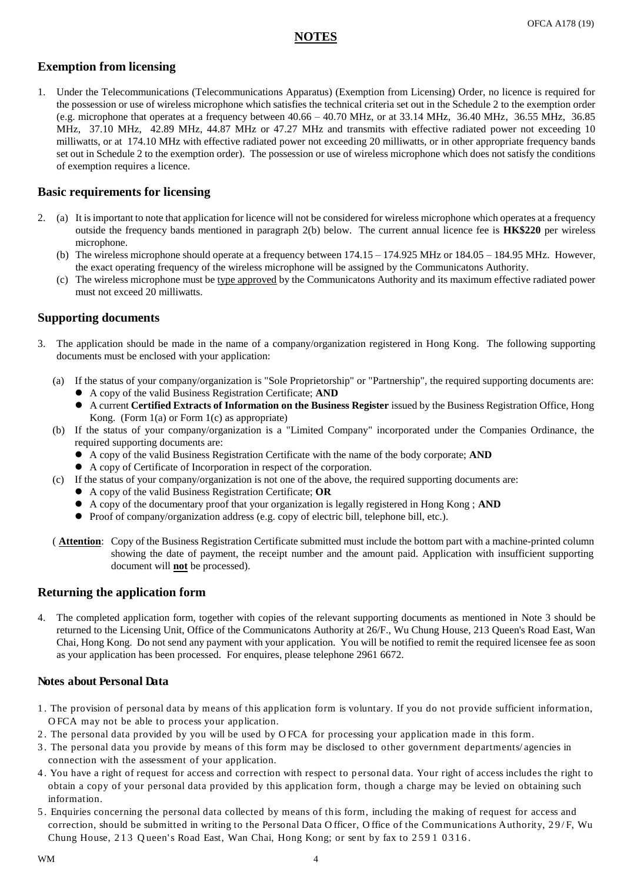# NOTES

## Exemption from licensing

1. Under the Telecommunications (Telecommunications Apparatus) (Exemption from Licensing) Order, no licence is required for the possession or use of wireless microphone which satisfies the technical criteria set out in the Schedule 2 to the exemption order (e.g. microphone that operates at a frequency between 40.66 – 40.70 MHz, or at 33.14 MHz, 36.40 MHz, 36.55 MHz, 36.85 MHz, 37.10 MHz, 42.89 MHz, 44.87 MHz or 47.27 MHz and transmits with effective radiated power not exceeding 10 milliwatts, or at 174.10 MHz with effective radiated power not exceeding 20 milliwatts, or in other appropriate frequency bands set out in Schedule 2 to the exemption order). The possession or use of wireless microphone which does not satisfy the conditions of exemption requires a licence.

## Basic requirements for licensing

2. (a) It is important to note that application for licence will not be considered for wireless microphone which operates at a frequency outside the frequency bands mentioned in paragraph 2(b) below. The current annual licence fee is **HK$220** per wireless microphone.
   (b) The wireless microphone should operate at a frequency between 174.15 – 174.925 MHz or 184.05 – 184.95 MHz. However, the exact operating frequency of the wireless microphone will be assigned by the Communicatons Authority.
   (c) The wireless microphone must be <u>type approved</u> by the Communicatons Authority and its maximum effective radiated power must not exceed 20 milliwatts.

## Supporting documents

3. The application should be made in the name of a company/organization registered in Hong Kong. The following supporting documents must be enclosed with your application:

   (a) If the status of your company/organization is "Sole Proprietorship" or "Partnership", the required supporting documents are:
   - A copy of the valid Business Registration Certificate; **AND**
   - A current **Certified Extracts of Information on the Business Register** issued by the Business Registration Office, Hong Kong. (Form 1(a) or Form 1(c) as appropriate)

   (b) If the status of your company/organization is a "Limited Company" incorporated under the Companies Ordinance, the required supporting documents are:
   - A copy of the valid Business Registration Certificate with the name of the body corporate; **AND**
   - A copy of Certificate of Incorporation in respect of the corporation.

   (c) If the status of your company/organization is not one of the above, the required supporting documents are:
   - A copy of the valid Business Registration Certificate; **OR**
   - A copy of the documentary proof that your organization is legally registered in Hong Kong ; **AND**
   - Proof of company/organization address (e.g. copy of electric bill, telephone bill, etc.).

   ( **<u>Attention</u>**: Copy of the Business Registration Certificate submitted must include the bottom part with a machine-printed column showing the date of payment, the receipt number and the amount paid. Application with insufficient supporting document will **<u>not</u>** be processed).

## Returning the application form

4. The completed application form, together with copies of the relevant supporting documents as mentioned in Note 3 should be returned to the Licensing Unit, Office of the Communicatons Authority at 26/F., Wu Chung House, 213 Queen's Road East, Wan Chai, Hong Kong. Do not send any payment with your application. You will be notified to remit the required licensee fee as soon as your application has been processed. For enquires, please telephone 2961 6672.

### Notes about Personal Data

1. The provision of personal data by means of this application form is voluntary. If you do not provide sufficient information, OFCA may not be able to process your application.
2. The personal data provided by you will be used by OFCA for processing your application made in this form.
3. The personal data you provide by means of this form may be disclosed to other government departments/agencies in connection with the assessment of your application.
4. You have a right of request for access and correction with respect to personal data. Your right of access includes the right to obtain a copy of your personal data provided by this application form, though a charge may be levied on obtaining such information.
5. Enquiries concerning the personal data collected by means of this form, including the making of request for access and correction, should be submitted in writing to the Personal Data Officer, Office of the Communications Authority, 29/F, Wu Chung House, 213 Queen's Road East, Wan Chai, Hong Kong; or sent by fax to 2591 0316.